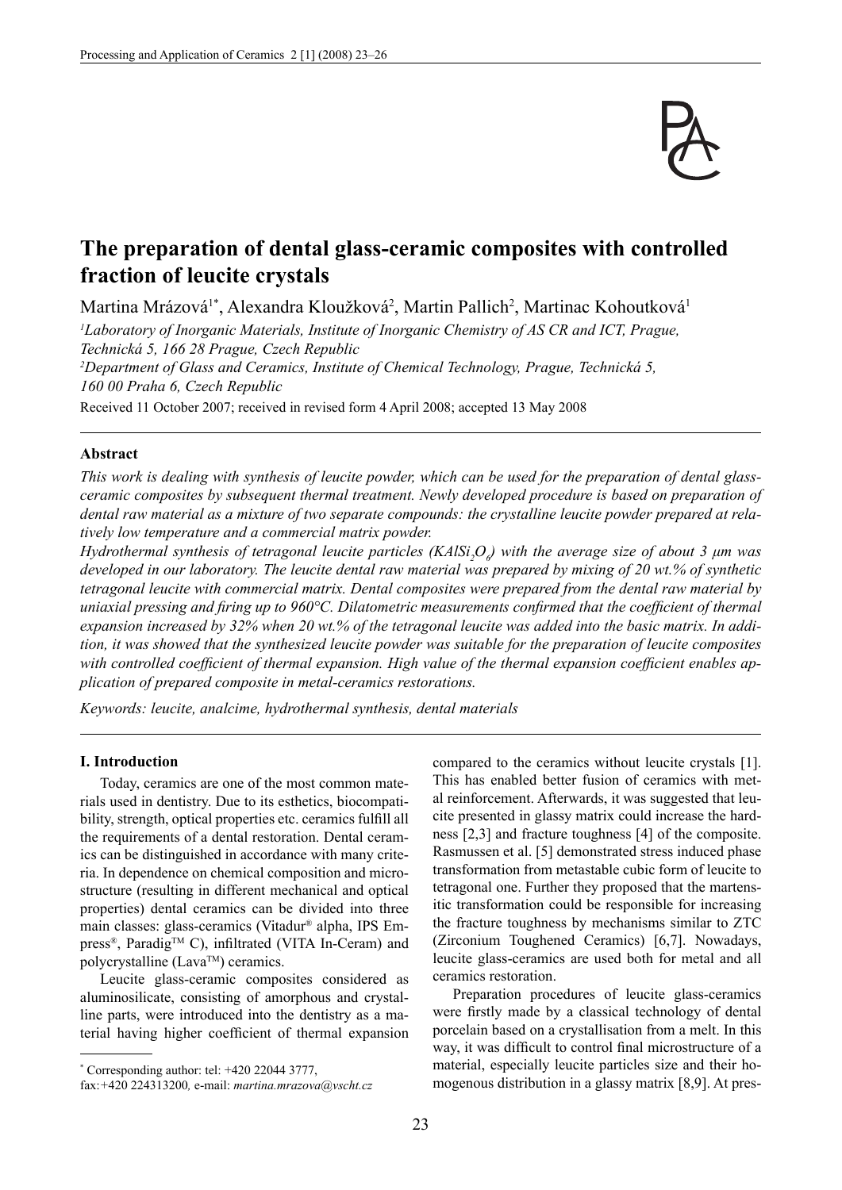# The preparation of dental glass-ceramic composites with controlled fraction of leucite crystals

Martina Mrázová[1*], Alexandra Kloužková[2], Martin Pallich[2], Martinac Kohoutková[1]

[1]*Laboratory of Inorganic Materials, Institute of Inorganic Chemistry of AS CR and ICT, Prague, Technická 5, 166 28 Prague, Czech Republic*

[2]*Department of Glass and Ceramics, Institute of Chemical Technology, Prague, Technická 5, 160 00 Praha 6, Czech Republic*

Received 11 October 2007; received in revised form 4 April 2008; accepted 13 May 2008

---

**Abstract**

*This work is dealing with synthesis of leucite powder, which can be used for the preparation of dental glass-ceramic composites by subsequent thermal treatment. Newly developed procedure is based on preparation of dental raw material as a mixture of two separate compounds: the crystalline leucite powder prepared at relatively low temperature and a commercial matrix powder.*

*Hydrothermal synthesis of tetragonal leucite particles ($KAlSi_2O_6$) with the average size of about 3 µm was developed in our laboratory. The leucite dental raw material was prepared by mixing of 20 wt.% of synthetic tetragonal leucite with commercial matrix. Dental composites were prepared from the dental raw material by uniaxial pressing and firing up to 960°C. Dilatometric measurements confirmed that the coefficient of thermal expansion increased by 32% when 20 wt.% of the tetragonal leucite was added into the basic matrix. In addition, it was showed that the synthesized leucite powder was suitable for the preparation of leucite composites with controlled coefficient of thermal expansion. High value of the thermal expansion coefficient enables application of prepared composite in metal-ceramics restorations.*

*Keywords: leucite, analcime, hydrothermal synthesis, dental materials*

---

## I. Introduction

Today, ceramics are one of the most common materials used in dentistry. Due to its esthetics, biocompatibility, strength, optical properties etc. ceramics fulfill all the requirements of a dental restoration. Dental ceramics can be distinguished in accordance with many criteria. In dependence on chemical composition and microstructure (resulting in different mechanical and optical properties) dental ceramics can be divided into three main classes: glass-ceramics (Vitadur® alpha, IPS Empress®, Paradig™ C), infiltrated (VITA In-Ceram) and polycrystalline (Lava™) ceramics.

Leucite glass-ceramic composites considered as aluminosilicate, consisting of amorphous and crystalline parts, were introduced into the dentistry as a material having higher coefficient of thermal expansion compared to the ceramics without leucite crystals [1]. This has enabled better fusion of ceramics with metal reinforcement. Afterwards, it was suggested that leucite presented in glassy matrix could increase the hardness [2,3] and fracture toughness [4] of the composite. Rasmussen et al. [5] demonstrated stress induced phase transformation from metastable cubic form of leucite to tetragonal one. Further they proposed that the martensitic transformation could be responsible for increasing the fracture toughness by mechanisms similar to ZTC (Zirconium Toughened Ceramics) [6,7]. Nowadays, leucite glass-ceramics are used both for metal and all ceramics restoration.

Preparation procedures of leucite glass-ceramics were firstly made by a classical technology of dental porcelain based on a crystallisation from a melt. In this way, it was difficult to control final microstructure of a material, especially leucite particles size and their homogenous distribution in a glassy matrix [8,9]. At pres-

---

\* Corresponding author: tel: +420 22044 3777, fax:+420 224313200, e-mail: *martina.mrazova@vscht.cz*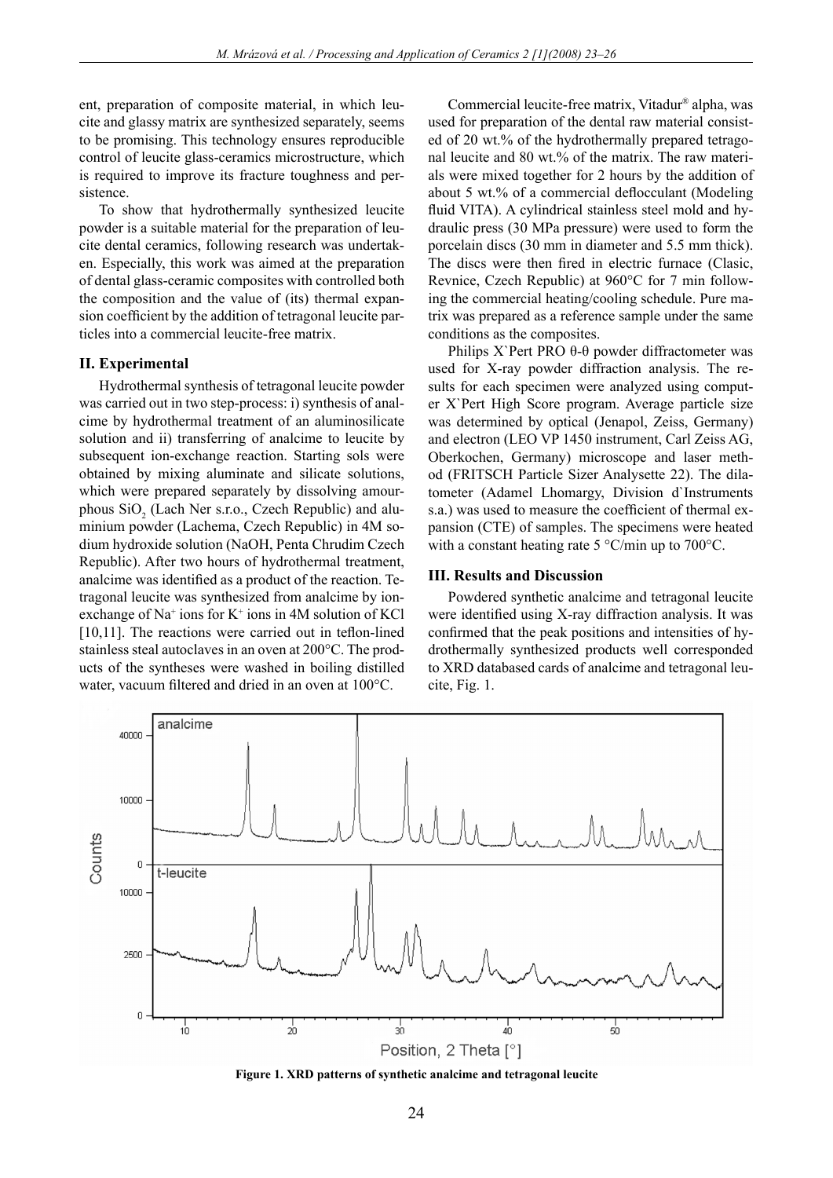ent, preparation of composite material, in which leucite and glassy matrix are synthesized separately, seems to be promising. This technology ensures reproducible control of leucite glass-ceramics microstructure, which is required to improve its fracture toughness and persistence.

To show that hydrothermally synthesized leucite powder is a suitable material for the preparation of leucite dental ceramics, following research was undertaken. Especially, this work was aimed at the preparation of dental glass-ceramic composites with controlled both the composition and the value of (its) thermal expansion coefficient by the addition of tetragonal leucite particles into a commercial leucite-free matrix.

## II. Experimental

Hydrothermal synthesis of tetragonal leucite powder was carried out in two step-process: i) synthesis of analcime by hydrothermal treatment of an aluminosilicate solution and ii) transferring of analcime to leucite by subsequent ion-exchange reaction. Starting sols were obtained by mixing aluminate and silicate solutions, which were prepared separately by dissolving amourphous $SiO_2$ (Lach Ner s.r.o., Czech Republic) and aluminium powder (Lachema, Czech Republic) in 4M sodium hydroxide solution (NaOH, Penta Chrudim Czech Republic). After two hours of hydrothermal treatment, analcime was identified as a product of the reaction. Tetragonal leucite was synthesized from analcime by ion-exchange of $Na^+$ ions for $K^+$ ions in 4M solution of KCl [10,11]. The reactions were carried out in teflon-lined stainless steal autoclaves in an oven at 200°C. The products of the syntheses were washed in boiling distilled water, vacuum filtered and dried in an oven at 100°C.

Commercial leucite-free matrix, Vitadur® alpha, was used for preparation of the dental raw material consisted of 20 wt.% of the hydrothermally prepared tetragonal leucite and 80 wt.% of the matrix. The raw materials were mixed together for 2 hours by the addition of about 5 wt.% of a commercial deflocculant (Modeling fluid VITA). A cylindrical stainless steel mold and hydraulic press (30 MPa pressure) were used to form the porcelain discs (30 mm in diameter and 5.5 mm thick). The discs were then fired in electric furnace (Clasic, Revnice, Czech Republic) at 960°C for 7 min following the commercial heating/cooling schedule. Pure matrix was prepared as a reference sample under the same conditions as the composites.

Philips X`Pert PRO θ-θ powder diffractometer was used for X-ray powder diffraction analysis. The results for each specimen were analyzed using computer X`Pert High Score program. Average particle size was determined by optical (Jenapol, Zeiss, Germany) and electron (LEO VP 1450 instrument, Carl Zeiss AG, Oberkochen, Germany) microscope and laser method (FRITSCH Particle Sizer Analysette 22). The dilatometer (Adamel Lhomargy, Division d`Instruments s.a.) was used to measure the coefficient of thermal expansion (CTE) of samples. The specimens were heated with a constant heating rate 5 °C/min up to 700°C.

## III. Results and Discussion

Powdered synthetic analcime and tetragonal leucite were identified using X-ray diffraction analysis. It was confirmed that the peak positions and intensities of hydrothermally synthesized products well corresponded to XRD databased cards of analcime and tetragonal leucite, Fig. 1.

**Figure 1. XRD patterns of synthetic analcime and tetragonal leucite**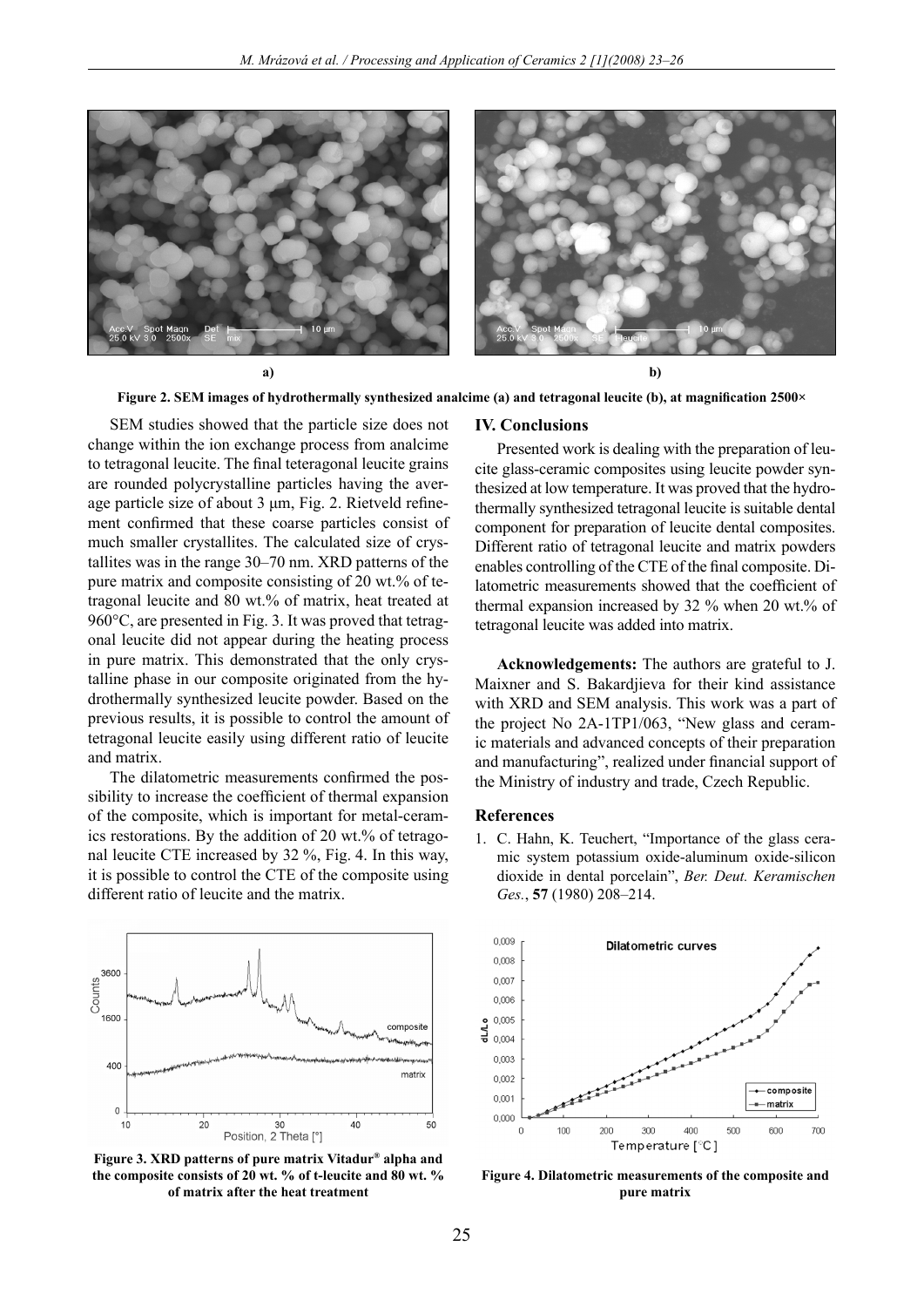Figure 2. SEM images of hydrothermally synthesized analcime (a) and tetragonal leucite (b), at magnification 2500×

SEM studies showed that the particle size does not change within the ion exchange process from analcime to tetragonal leucite. The final teteragonal leucite grains are rounded polycrystalline particles having the average particle size of about 3 µm, Fig. 2. Rietveld refinement confirmed that these coarse particles consist of much smaller crystallites. The calculated size of crystallites was in the range 30–70 nm. XRD patterns of the pure matrix and composite consisting of 20 wt.% of tetragonal leucite and 80 wt.% of matrix, heat treated at 960°C, are presented in Fig. 3. It was proved that tetragonal leucite did not appear during the heating process in pure matrix. This demonstrated that the only crystalline phase in our composite originated from the hydrothermally synthesized leucite powder. Based on the previous results, it is possible to control the amount of tetragonal leucite easily using different ratio of leucite and matrix.

The dilatometric measurements confirmed the possibility to increase the coefficient of thermal expansion of the composite, which is important for metal-ceramics restorations. By the addition of 20 wt.% of tetragonal leucite CTE increased by 32 %, Fig. 4. In this way, it is possible to control the CTE of the composite using different ratio of leucite and the matrix.

Figure 3. XRD patterns of pure matrix Vitadur® alpha and the composite consists of 20 wt. % of t-leucite and 80 wt. % of matrix after the heat treatment

## IV. Conclusions

Presented work is dealing with the preparation of leucite glass-ceramic composites using leucite powder synthesized at low temperature. It was proved that the hydrothermally synthesized tetragonal leucite is suitable dental component for preparation of leucite dental composites. Different ratio of tetragonal leucite and matrix powders enables controlling of the CTE of the final composite. Dilatometric measurements showed that the coefficient of thermal expansion increased by 32 % when 20 wt.% of tetragonal leucite was added into matrix.

**Acknowledgements:** The authors are grateful to J. Maixner and S. Bakardjieva for their kind assistance with XRD and SEM analysis. This work was a part of the project No 2A-1TP1/063, "New glass and ceramic materials and advanced concepts of their preparation and manufacturing", realized under financial support of the Ministry of industry and trade, Czech Republic.

## References

1. C. Hahn, K. Teuchert, "Importance of the glass ceramic system potassium oxide-aluminum oxide-silicon dioxide in dental porcelain", *Ber. Deut. Keramischen Ges.*, **57** (1980) 208–214.

Figure 4. Dilatometric measurements of the composite and pure matrix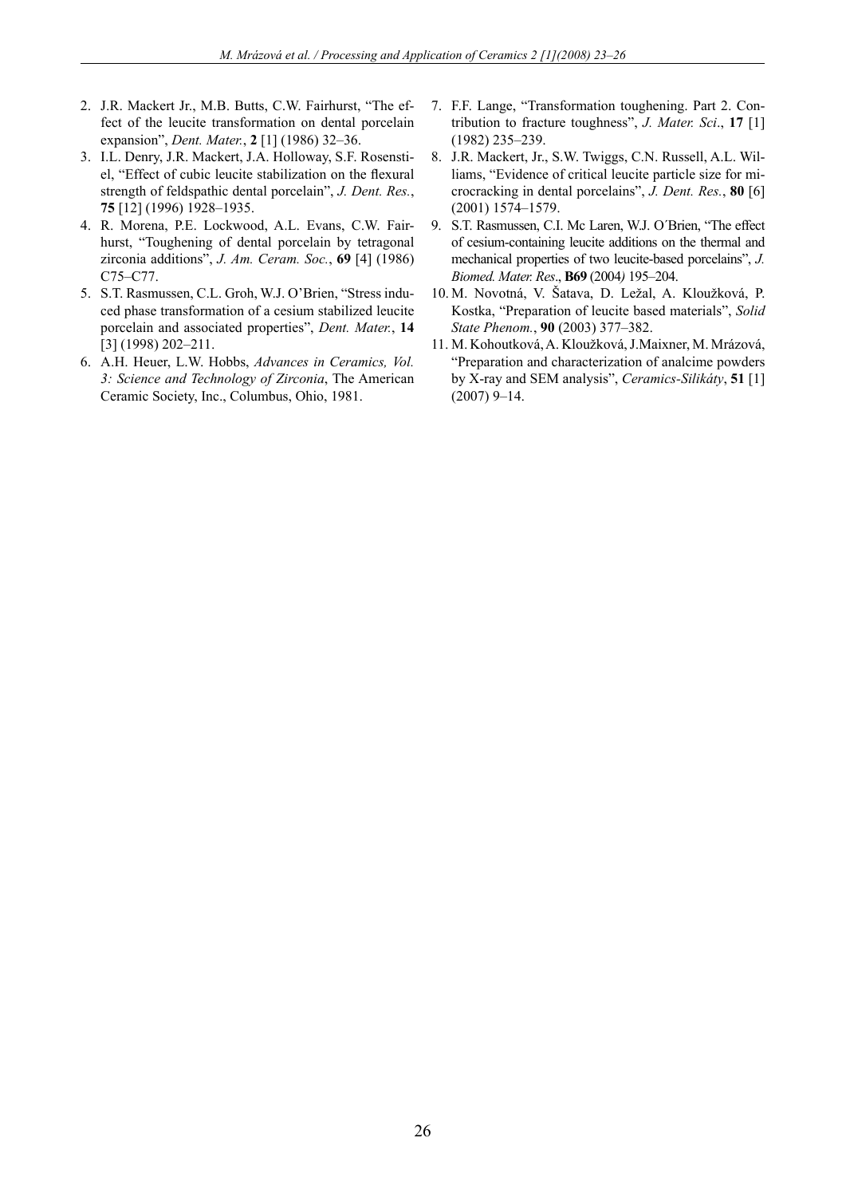2. J.R. Mackert Jr., M.B. Butts, C.W. Fairhurst, "The effect of the leucite transformation on dental porcelain expansion", *Dent. Mater.*, **2** [1] (1986) 32–36.
3. I.L. Denry, J.R. Mackert, J.A. Holloway, S.F. Rosenstiel, "Effect of cubic leucite stabilization on the flexural strength of feldspathic dental porcelain", *J. Dent. Res.*, **75** [12] (1996) 1928–1935.
4. R. Morena, P.E. Lockwood, A.L. Evans, C.W. Fairhurst, "Toughening of dental porcelain by tetragonal zirconia additions", *J. Am. Ceram. Soc.*, **69** [4] (1986) C75–C77.
5. S.T. Rasmussen, C.L. Groh, W.J. O'Brien, "Stress induced phase transformation of a cesium stabilized leucite porcelain and associated properties", *Dent. Mater.*, **14** [3] (1998) 202–211.
6. A.H. Heuer, L.W. Hobbs, *Advances in Ceramics, Vol. 3: Science and Technology of Zirconia*, The American Ceramic Society, Inc., Columbus, Ohio, 1981.
7. F.F. Lange, "Transformation toughening. Part 2. Contribution to fracture toughness", *J. Mater. Sci.*, **17** [1] (1982) 235–239.
8. J.R. Mackert, Jr., S.W. Twiggs, C.N. Russell, A.L. Williams, "Evidence of critical leucite particle size for microcracking in dental porcelains", *J. Dent. Res.*, **80** [6] (2001) 1574–1579.
9. S.T. Rasmussen, C.I. Mc Laren, W.J. O´Brien, "The effect of cesium-containing leucite additions on the thermal and mechanical properties of two leucite-based porcelains", *J. Biomed. Mater. Res.*, **B69** (2004) 195–204.
10. M. Novotná, V. Šatava, D. Ležal, A. Kloužková, P. Kostka, "Preparation of leucite based materials", *Solid State Phenom.*, **90** (2003) 377–382.
11. M. Kohoutková, A. Kloužková, J.Maixner, M. Mrázová, "Preparation and characterization of analcime powders by X-ray and SEM analysis", *Ceramics-Silikáty*, **51** [1] (2007) 9–14.